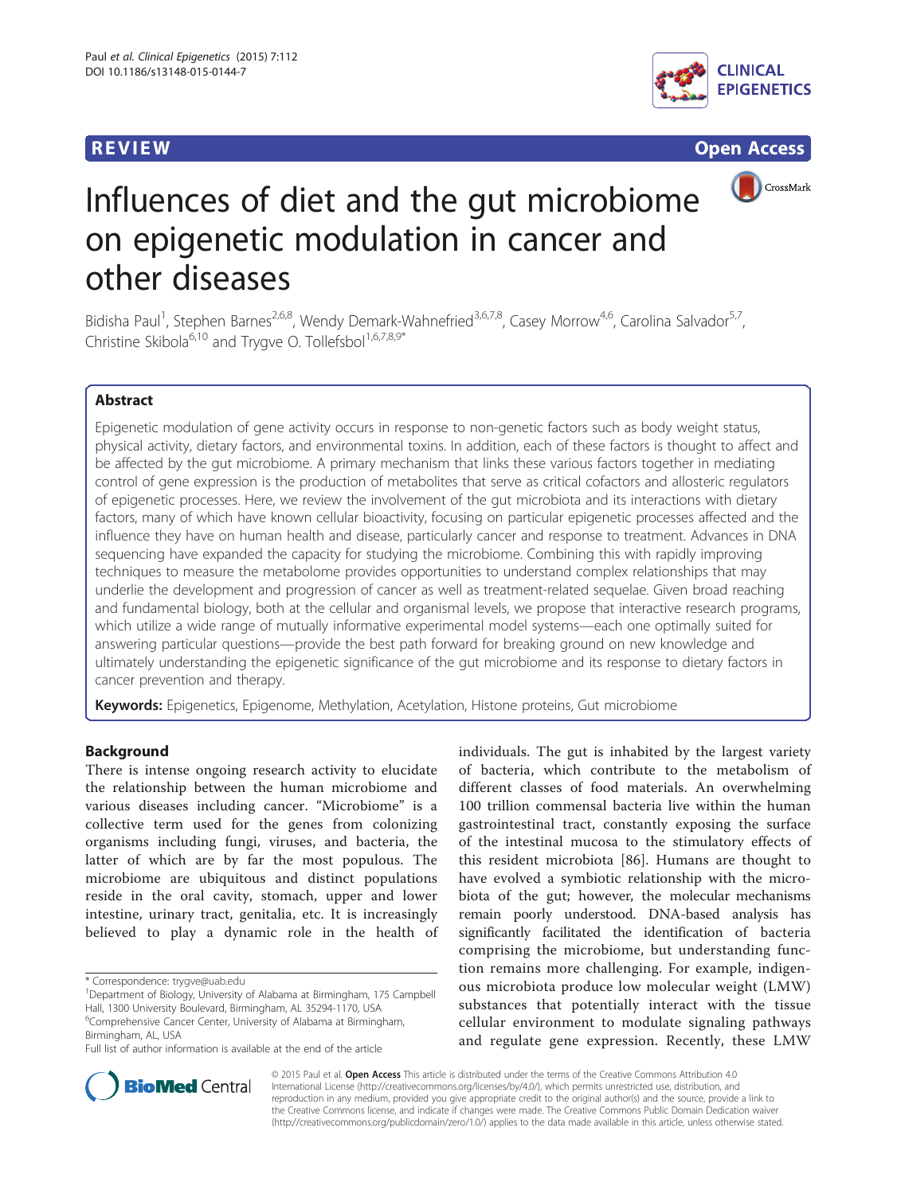REVIEW Open Access

# Influences of diet and the gut microbiome on epigenetic modulation in cancer and other diseases

Bidisha Paul[1], Stephen Barnes[2,6,8], Wendy Demark-Wahnefried[3,6,7,8], Casey Morrow[4,6], Carolina Salvador[5,7], Christine Skibola[6,10] and Trygve O. Tollefsbol[1,6,7,8,9*]

## Abstract

Epigenetic modulation of gene activity occurs in response to non-genetic factors such as body weight status, physical activity, dietary factors, and environmental toxins. In addition, each of these factors is thought to affect and be affected by the gut microbiome. A primary mechanism that links these various factors together in mediating control of gene expression is the production of metabolites that serve as critical cofactors and allosteric regulators of epigenetic processes. Here, we review the involvement of the gut microbiota and its interactions with dietary factors, many of which have known cellular bioactivity, focusing on particular epigenetic processes affected and the influence they have on human health and disease, particularly cancer and response to treatment. Advances in DNA sequencing have expanded the capacity for studying the microbiome. Combining this with rapidly improving techniques to measure the metabolome provides opportunities to understand complex relationships that may underlie the development and progression of cancer as well as treatment-related sequelae. Given broad reaching and fundamental biology, both at the cellular and organismal levels, we propose that interactive research programs, which utilize a wide range of mutually informative experimental model systems—each one optimally suited for answering particular questions—provide the best path forward for breaking ground on new knowledge and ultimately understanding the epigenetic significance of the gut microbiome and its response to dietary factors in cancer prevention and therapy.

**Keywords:** Epigenetics, Epigenome, Methylation, Acetylation, Histone proteins, Gut microbiome

## Background

There is intense ongoing research activity to elucidate the relationship between the human microbiome and various diseases including cancer. "Microbiome" is a collective term used for the genes from colonizing organisms including fungi, viruses, and bacteria, the latter of which are by far the most populous. The microbiome are ubiquitous and distinct populations reside in the oral cavity, stomach, upper and lower intestine, urinary tract, genitalia, etc. It is increasingly believed to play a dynamic role in the health of individuals. The gut is inhabited by the largest variety of bacteria, which contribute to the metabolism of different classes of food materials. An overwhelming 100 trillion commensal bacteria live within the human gastrointestinal tract, constantly exposing the surface of the intestinal mucosa to the stimulatory effects of this resident microbiota [86]. Humans are thought to have evolved a symbiotic relationship with the microbiota of the gut; however, the molecular mechanisms remain poorly understood. DNA-based analysis has significantly facilitated the identification of bacteria comprising the microbiome, but understanding function remains more challenging. For example, indigenous microbiota produce low molecular weight (LMW) substances that potentially interact with the tissue cellular environment to modulate signaling pathways and regulate gene expression. Recently, these LMW

\* Correspondence: trygve@uab.edu
[1]Department of Biology, University of Alabama at Birmingham, 175 Campbell Hall, 1300 University Boulevard, Birmingham, AL 35294-1170, USA
[6]Comprehensive Cancer Center, University of Alabama at Birmingham, Birmingham, AL, USA
Full list of author information is available at the end of the article

© 2015 Paul et al. **Open Access** This article is distributed under the terms of the Creative Commons Attribution 4.0 International License (http://creativecommons.org/licenses/by/4.0/), which permits unrestricted use, distribution, and reproduction in any medium, provided you give appropriate credit to the original author(s) and the source, provide a link to the Creative Commons license, and indicate if changes were made. The Creative Commons Public Domain Dedication waiver (http://creativecommons.org/publicdomain/zero/1.0/) applies to the data made available in this article, unless otherwise stated.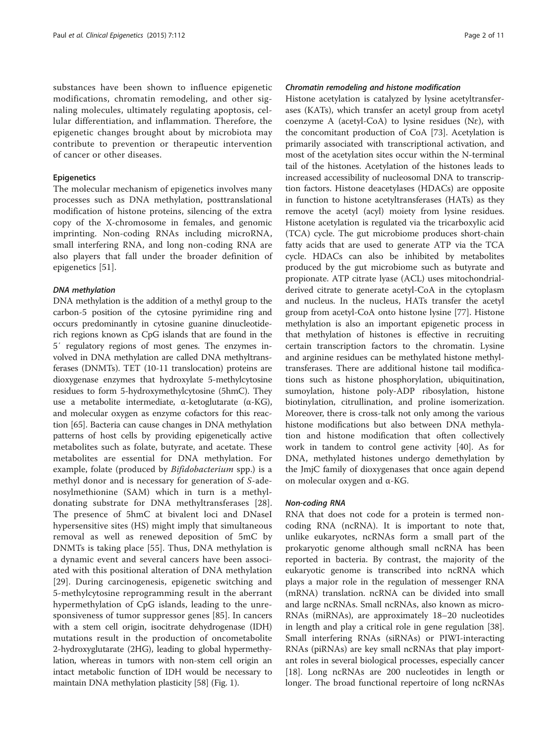substances have been shown to influence epigenetic modifications, chromatin remodeling, and other signaling molecules, ultimately regulating apoptosis, cellular differentiation, and inflammation. Therefore, the epigenetic changes brought about by microbiota may contribute to prevention or therapeutic intervention of cancer or other diseases.

## Epigenetics

The molecular mechanism of epigenetics involves many processes such as DNA methylation, posttranslational modification of histone proteins, silencing of the extra copy of the X-chromosome in females, and genomic imprinting. Non-coding RNAs including microRNA, small interfering RNA, and long non-coding RNA are also players that fall under the broader definition of epigenetics [51].

### *DNA methylation*

DNA methylation is the addition of a methyl group to the carbon-5 position of the cytosine pyrimidine ring and occurs predominantly in cytosine guanine dinucleotide-rich regions known as CpG islands that are found in the 5′ regulatory regions of most genes. The enzymes involved in DNA methylation are called DNA methyltransferases (DNMTs). TET (10-11 translocation) proteins are dioxygenase enzymes that hydroxylate 5-methylcytosine residues to form 5-hydroxymethylcytosine (5hmC). They use a metabolite intermediate, α-ketoglutarate (α-KG), and molecular oxygen as enzyme cofactors for this reaction [65]. Bacteria can cause changes in DNA methylation patterns of host cells by providing epigenetically active metabolites such as folate, butyrate, and acetate. These metabolites are essential for DNA methylation. For example, folate (produced by *Bifidobacterium* spp.) is a methyl donor and is necessary for generation of *S*-adenosylmethionine (SAM) which in turn is a methyl-donating substrate for DNA methyltransferases [28]. The presence of 5hmC at bivalent loci and DNaseI hypersensitive sites (HS) might imply that simultaneous removal as well as renewed deposition of 5mC by DNMTs is taking place [55]. Thus, DNA methylation is a dynamic event and several cancers have been associated with this positional alteration of DNA methylation [29]. During carcinogenesis, epigenetic switching and 5-methylcytosine reprogramming result in the aberrant hypermethylation of CpG islands, leading to the unresponsiveness of tumor suppressor genes [85]. In cancers with a stem cell origin, isocitrate dehydrogenase (IDH) mutations result in the production of oncometabolite 2-hydroxyglutarate (2HG), leading to global hypermethylation, whereas in tumors with non-stem cell origin an intact metabolic function of IDH would be necessary to maintain DNA methylation plasticity [58] (Fig. 1).

### *Chromatin remodeling and histone modification*

Histone acetylation is catalyzed by lysine acetyltransferases (KATs), which transfer an acetyl group from acetyl coenzyme A (acetyl-CoA) to lysine residues (Nε), with the concomitant production of CoA [73]. Acetylation is primarily associated with transcriptional activation, and most of the acetylation sites occur within the N-terminal tail of the histones. Acetylation of the histones leads to increased accessibility of nucleosomal DNA to transcription factors. Histone deacetylases (HDACs) are opposite in function to histone acetyltransferases (HATs) as they remove the acetyl (acyl) moiety from lysine residues. Histone acetylation is regulated via the tricarboxylic acid (TCA) cycle. The gut microbiome produces short-chain fatty acids that are used to generate ATP via the TCA cycle. HDACs can also be inhibited by metabolites produced by the gut microbiome such as butyrate and propionate. ATP citrate lyase (ACL) uses mitochondrial-derived citrate to generate acetyl-CoA in the cytoplasm and nucleus. In the nucleus, HATs transfer the acetyl group from acetyl-CoA onto histone lysine [77]. Histone methylation is also an important epigenetic process in that methylation of histones is effective in recruiting certain transcription factors to the chromatin. Lysine and arginine residues can be methylated histone methyltransferases. There are additional histone tail modifications such as histone phosphorylation, ubiquitination, sumoylation, histone poly-ADP ribosylation, histone biotinylation, citrullination, and proline isomerization. Moreover, there is cross-talk not only among the various histone modifications but also between DNA methylation and histone modification that often collectively work in tandem to control gene activity [40]. As for DNA, methylated histones undergo demethylation by the JmjC family of dioxygenases that once again depend on molecular oxygen and α-KG.

### *Non-coding RNA*

RNA that does not code for a protein is termed non-coding RNA (ncRNA). It is important to note that, unlike eukaryotes, ncRNAs form a small part of the prokaryotic genome although small ncRNA has been reported in bacteria. By contrast, the majority of the eukaryotic genome is transcribed into ncRNA which plays a major role in the regulation of messenger RNA (mRNA) translation. ncRNA can be divided into small and large ncRNAs. Small ncRNAs, also known as micro-RNAs (miRNAs), are approximately 18–20 nucleotides in length and play a critical role in gene regulation [38]. Small interfering RNAs (siRNAs) or PIWI-interacting RNAs (piRNAs) are key small ncRNAs that play important roles in several biological processes, especially cancer [18]. Long ncRNAs are 200 nucleotides in length or longer. The broad functional repertoire of long ncRNAs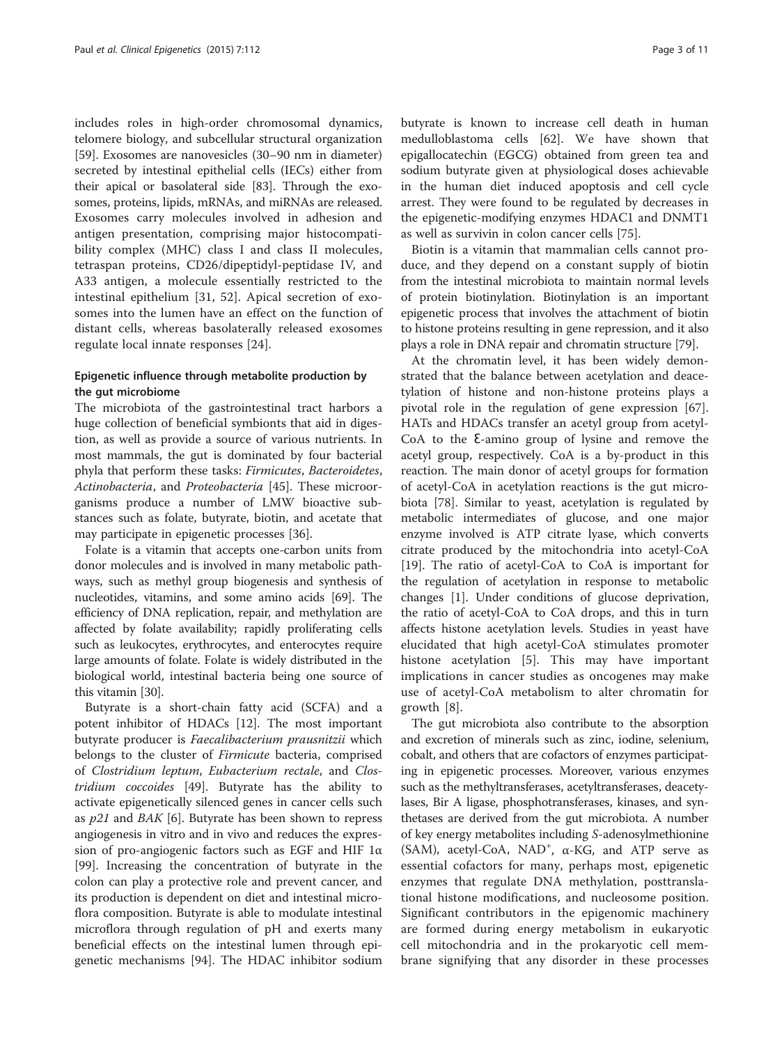includes roles in high-order chromosomal dynamics, telomere biology, and subcellular structural organization [59]. Exosomes are nanovesicles (30–90 nm in diameter) secreted by intestinal epithelial cells (IECs) either from their apical or basolateral side [83]. Through the exosomes, proteins, lipids, mRNAs, and miRNAs are released. Exosomes carry molecules involved in adhesion and antigen presentation, comprising major histocompatibility complex (MHC) class I and class II molecules, tetraspan proteins, CD26/dipeptidyl-peptidase IV, and A33 antigen, a molecule essentially restricted to the intestinal epithelium [31, 52]. Apical secretion of exosomes into the lumen have an effect on the function of distant cells, whereas basolaterally released exosomes regulate local innate responses [24].

## Epigenetic influence through metabolite production by the gut microbiome

The microbiota of the gastrointestinal tract harbors a huge collection of beneficial symbionts that aid in digestion, as well as provide a source of various nutrients. In most mammals, the gut is dominated by four bacterial phyla that perform these tasks: *Firmicutes*, *Bacteroidetes*, *Actinobacteria*, and *Proteobacteria* [45]. These microorganisms produce a number of LMW bioactive substances such as folate, butyrate, biotin, and acetate that may participate in epigenetic processes [36].

Folate is a vitamin that accepts one-carbon units from donor molecules and is involved in many metabolic pathways, such as methyl group biogenesis and synthesis of nucleotides, vitamins, and some amino acids [69]. The efficiency of DNA replication, repair, and methylation are affected by folate availability; rapidly proliferating cells such as leukocytes, erythrocytes, and enterocytes require large amounts of folate. Folate is widely distributed in the biological world, intestinal bacteria being one source of this vitamin [30].

Butyrate is a short-chain fatty acid (SCFA) and a potent inhibitor of HDACs [12]. The most important butyrate producer is *Faecalibacterium prausnitzii* which belongs to the cluster of *Firmicute* bacteria, comprised of *Clostridium leptum*, *Eubacterium rectale*, and *Clostridium coccoides* [49]. Butyrate has the ability to activate epigenetically silenced genes in cancer cells such as *p21* and *BAK* [6]. Butyrate has been shown to repress angiogenesis in vitro and in vivo and reduces the expression of pro-angiogenic factors such as EGF and HIF 1α [99]. Increasing the concentration of butyrate in the colon can play a protective role and prevent cancer, and its production is dependent on diet and intestinal microflora composition. Butyrate is able to modulate intestinal microflora through regulation of pH and exerts many beneficial effects on the intestinal lumen through epigenetic mechanisms [94]. The HDAC inhibitor sodium butyrate is known to increase cell death in human medulloblastoma cells [62]. We have shown that epigallocatechin (EGCG) obtained from green tea and sodium butyrate given at physiological doses achievable in the human diet induced apoptosis and cell cycle arrest. They were found to be regulated by decreases in the epigenetic-modifying enzymes HDAC1 and DNMT1 as well as survivin in colon cancer cells [75].

Biotin is a vitamin that mammalian cells cannot produce, and they depend on a constant supply of biotin from the intestinal microbiota to maintain normal levels of protein biotinylation. Biotinylation is an important epigenetic process that involves the attachment of biotin to histone proteins resulting in gene repression, and it also plays a role in DNA repair and chromatin structure [79].

At the chromatin level, it has been widely demonstrated that the balance between acetylation and deacetylation of histone and non-histone proteins plays a pivotal role in the regulation of gene expression [67]. HATs and HDACs transfer an acetyl group from acetyl-CoA to the Ɛ-amino group of lysine and remove the acetyl group, respectively. CoA is a by-product in this reaction. The main donor of acetyl groups for formation of acetyl-CoA in acetylation reactions is the gut microbiota [78]. Similar to yeast, acetylation is regulated by metabolic intermediates of glucose, and one major enzyme involved is ATP citrate lyase, which converts citrate produced by the mitochondria into acetyl-CoA [19]. The ratio of acetyl-CoA to CoA is important for the regulation of acetylation in response to metabolic changes [1]. Under conditions of glucose deprivation, the ratio of acetyl-CoA to CoA drops, and this in turn affects histone acetylation levels. Studies in yeast have elucidated that high acetyl-CoA stimulates promoter histone acetylation [5]. This may have important implications in cancer studies as oncogenes may make use of acetyl-CoA metabolism to alter chromatin for growth [8].

The gut microbiota also contribute to the absorption and excretion of minerals such as zinc, iodine, selenium, cobalt, and others that are cofactors of enzymes participating in epigenetic processes. Moreover, various enzymes such as the methyltransferases, acetyltransferases, deacetylases, Bir A ligase, phosphotransferases, kinases, and synthetases are derived from the gut microbiota. A number of key energy metabolites including *S*-adenosylmethionine (SAM), acetyl-CoA, $NAD^+$, α-KG, and ATP serve as essential cofactors for many, perhaps most, epigenetic enzymes that regulate DNA methylation, posttranslational histone modifications, and nucleosome position. Significant contributors in the epigenomic machinery are formed during energy metabolism in eukaryotic cell mitochondria and in the prokaryotic cell membrane signifying that any disorder in these processes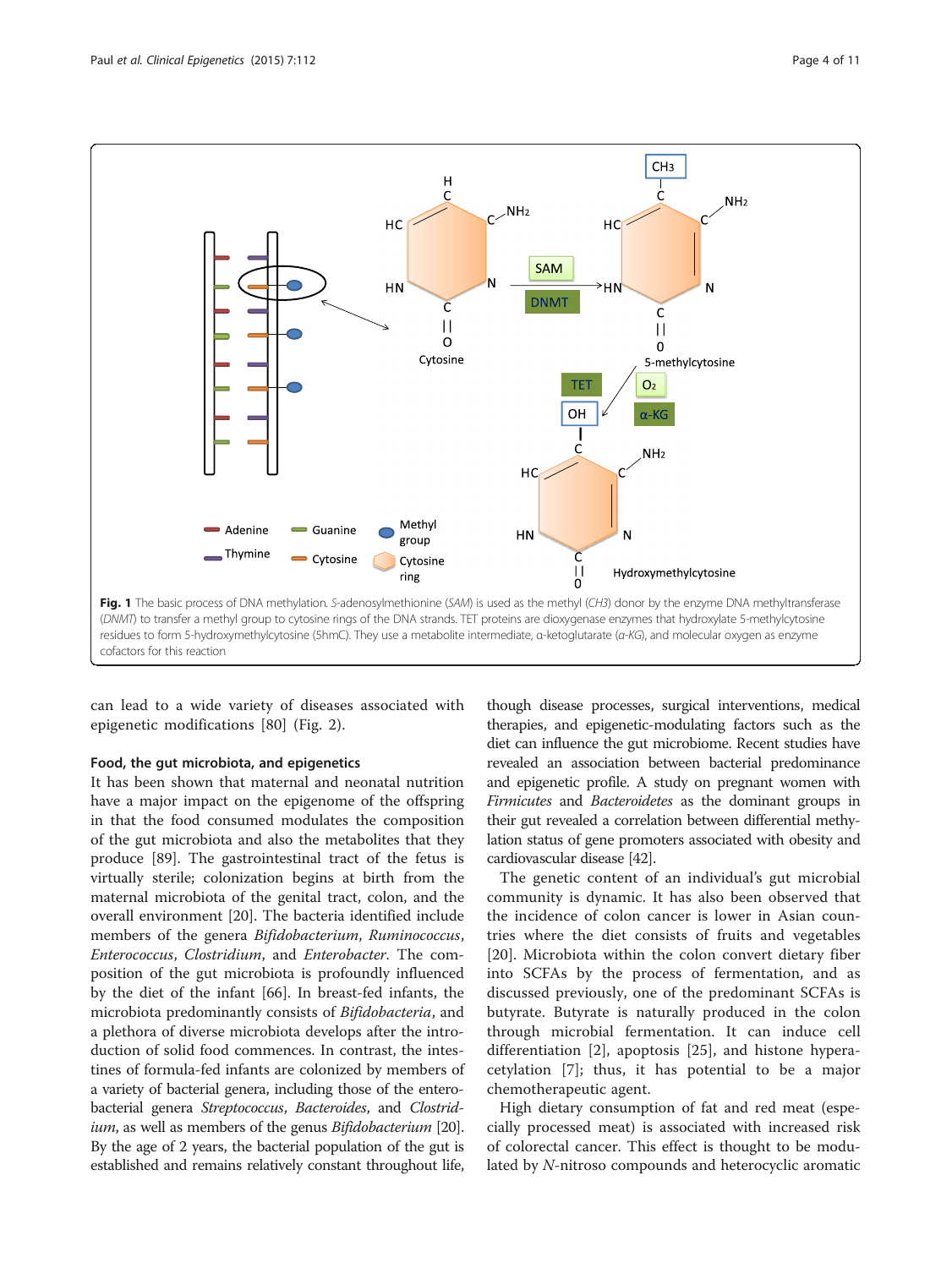**Fig. 1** The basic process of DNA methylation. *S*-adenosylmethionine (*SAM*) is used as the methyl ($CH_3$) donor by the enzyme DNA methyltransferase (*DNMT*) to transfer a methyl group to cytosine rings of the DNA strands. TET proteins are dioxygenase enzymes that hydroxylate 5-methylcytosine residues to form 5-hydroxymethylcytosine (5hmC). They use a metabolite intermediate, α-ketoglutarate (*α-KG*), and molecular oxygen as enzyme cofactors for this reaction

can lead to a wide variety of diseases associated with epigenetic modifications [80] (Fig. 2).

### Food, the gut microbiota, and epigenetics

It has been shown that maternal and neonatal nutrition have a major impact on the epigenome of the offspring in that the food consumed modulates the composition of the gut microbiota and also the metabolites that they produce [89]. The gastrointestinal tract of the fetus is virtually sterile; colonization begins at birth from the maternal microbiota of the genital tract, colon, and the overall environment [20]. The bacteria identified include members of the genera *Bifidobacterium*, *Ruminococcus*, *Enterococcus*, *Clostridium*, and *Enterobacter*. The composition of the gut microbiota is profoundly influenced by the diet of the infant [66]. In breast-fed infants, the microbiota predominantly consists of *Bifidobacteria*, and a plethora of diverse microbiota develops after the introduction of solid food commences. In contrast, the intestines of formula-fed infants are colonized by members of a variety of bacterial genera, including those of the enterobacterial genera *Streptococcus*, *Bacteroides*, and *Clostridium*, as well as members of the genus *Bifidobacterium* [20]. By the age of 2 years, the bacterial population of the gut is established and remains relatively constant throughout life, though disease processes, surgical interventions, medical therapies, and epigenetic-modulating factors such as the diet can influence the gut microbiome. Recent studies have revealed an association between bacterial predominance and epigenetic profile. A study on pregnant women with *Firmicutes* and *Bacteroidetes* as the dominant groups in their gut revealed a correlation between differential methylation status of gene promoters associated with obesity and cardiovascular disease [42].

The genetic content of an individual's gut microbial community is dynamic. It has also been observed that the incidence of colon cancer is lower in Asian countries where the diet consists of fruits and vegetables [20]. Microbiota within the colon convert dietary fiber into SCFAs by the process of fermentation, and as discussed previously, one of the predominant SCFAs is butyrate. Butyrate is naturally produced in the colon through microbial fermentation. It can induce cell differentiation [2], apoptosis [25], and histone hyperacetylation [7]; thus, it has potential to be a major chemotherapeutic agent.

High dietary consumption of fat and red meat (especially processed meat) is associated with increased risk of colorectal cancer. This effect is thought to be modulated by *N*-nitroso compounds and heterocyclic aromatic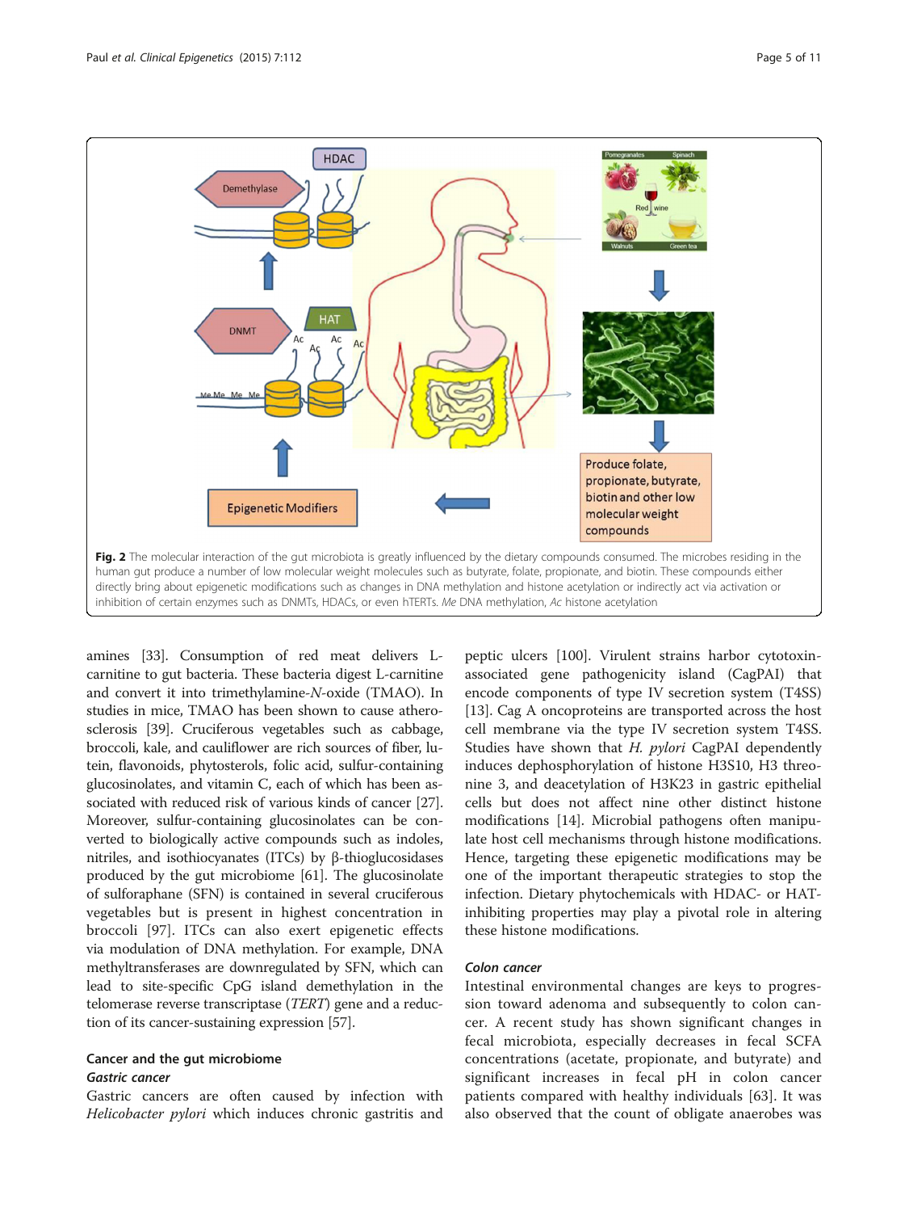**Fig. 2** The molecular interaction of the gut microbiota is greatly influenced by the dietary compounds consumed. The microbes residing in the human gut produce a number of low molecular weight molecules such as butyrate, folate, propionate, and biotin. These compounds either directly bring about epigenetic modifications such as changes in DNA methylation and histone acetylation or indirectly act via activation or inhibition of certain enzymes such as DNMTs, HDACs, or even hTERTs. *Me* DNA methylation, *Ac* histone acetylation

amines [33]. Consumption of red meat delivers L-carnitine to gut bacteria. These bacteria digest L-carnitine and convert it into trimethylamine-*N*-oxide (TMAO). In studies in mice, TMAO has been shown to cause atherosclerosis [39]. Cruciferous vegetables such as cabbage, broccoli, kale, and cauliflower are rich sources of fiber, lutein, flavonoids, phytosterols, folic acid, sulfur-containing glucosinolates, and vitamin C, each of which has been associated with reduced risk of various kinds of cancer [27]. Moreover, sulfur-containing glucosinolates can be converted to biologically active compounds such as indoles, nitriles, and isothiocyanates (ITCs) by β-thioglucosidases produced by the gut microbiome [61]. The glucosinolate of sulforaphane (SFN) is contained in several cruciferous vegetables but is present in highest concentration in broccoli [97]. ITCs can also exert epigenetic effects via modulation of DNA methylation. For example, DNA methyltransferases are downregulated by SFN, which can lead to site-specific CpG island demethylation in the telomerase reverse transcriptase (*TERT*) gene and a reduction of its cancer-sustaining expression [57].

## Cancer and the gut microbiome

### *Gastric cancer*

Gastric cancers are often caused by infection with *Helicobacter pylori* which induces chronic gastritis and peptic ulcers [100]. Virulent strains harbor cytotoxin-associated gene pathogenicity island (CagPAI) that encode components of type IV secretion system (T4SS) [13]. Cag A oncoproteins are transported across the host cell membrane via the type IV secretion system T4SS. Studies have shown that *H. pylori* CagPAI dependently induces dephosphorylation of histone H3S10, H3 threonine 3, and deacetylation of H3K23 in gastric epithelial cells but does not affect nine other distinct histone modifications [14]. Microbial pathogens often manipulate host cell mechanisms through histone modifications. Hence, targeting these epigenetic modifications may be one of the important therapeutic strategies to stop the infection. Dietary phytochemicals with HDAC- or HAT-inhibiting properties may play a pivotal role in altering these histone modifications.

### *Colon cancer*

Intestinal environmental changes are keys to progression toward adenoma and subsequently to colon cancer. A recent study has shown significant changes in fecal microbiota, especially decreases in fecal SCFA concentrations (acetate, propionate, and butyrate) and significant increases in fecal pH in colon cancer patients compared with healthy individuals [63]. It was also observed that the count of obligate anaerobes was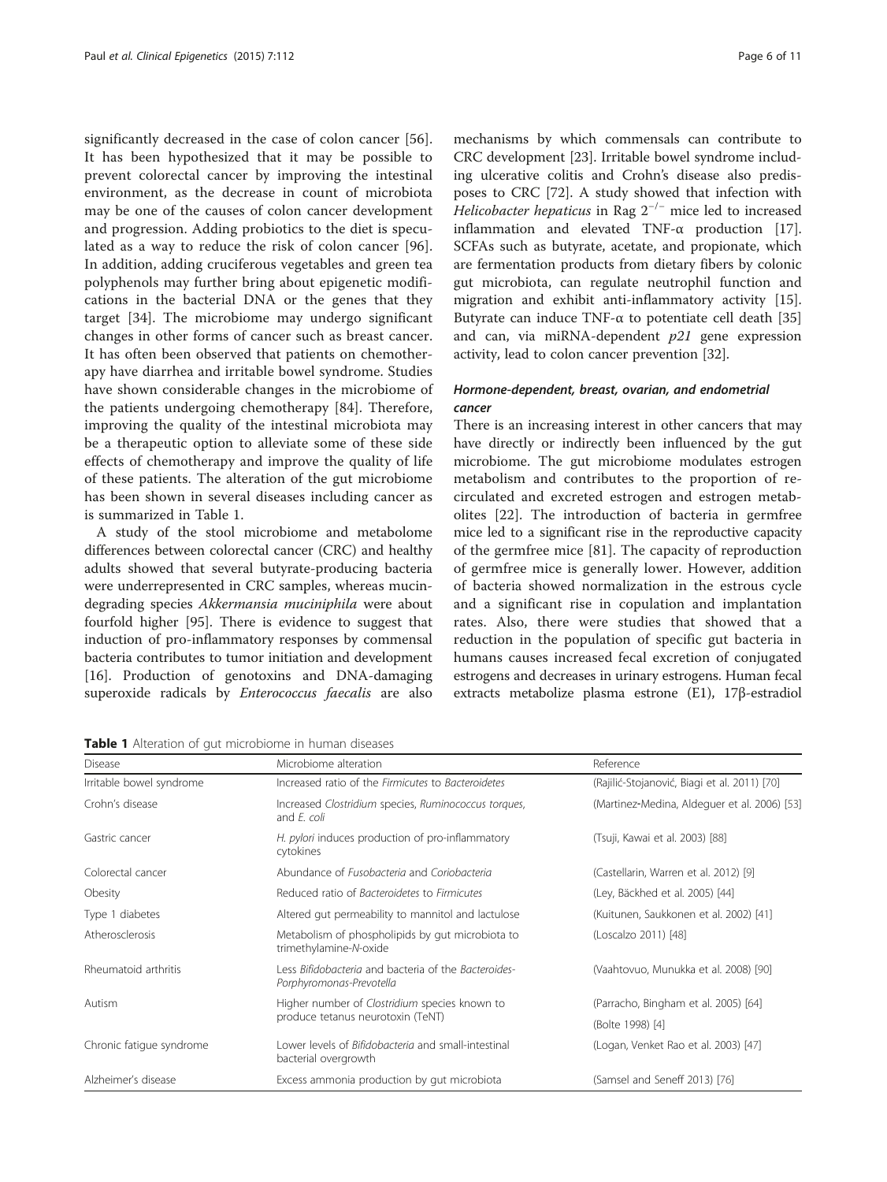significantly decreased in the case of colon cancer [56]. It has been hypothesized that it may be possible to prevent colorectal cancer by improving the intestinal environment, as the decrease in count of microbiota may be one of the causes of colon cancer development and progression. Adding probiotics to the diet is speculated as a way to reduce the risk of colon cancer [96]. In addition, adding cruciferous vegetables and green tea polyphenols may further bring about epigenetic modifications in the bacterial DNA or the genes that they target [34]. The microbiome may undergo significant changes in other forms of cancer such as breast cancer. It has often been observed that patients on chemotherapy have diarrhea and irritable bowel syndrome. Studies have shown considerable changes in the microbiome of the patients undergoing chemotherapy [84]. Therefore, improving the quality of the intestinal microbiota may be a therapeutic option to alleviate some of these side effects of chemotherapy and improve the quality of life of these patients. The alteration of the gut microbiome has been shown in several diseases including cancer as is summarized in Table 1.

A study of the stool microbiome and metabolome differences between colorectal cancer (CRC) and healthy adults showed that several butyrate-producing bacteria were underrepresented in CRC samples, whereas mucin-degrading species *Akkermansia muciniphila* were about fourfold higher [95]. There is evidence to suggest that induction of pro-inflammatory responses by commensal bacteria contributes to tumor initiation and development [16]. Production of genotoxins and DNA-damaging superoxide radicals by *Enterococcus faecalis* are also mechanisms by which commensals can contribute to CRC development [23]. Irritable bowel syndrome including ulcerative colitis and Crohn's disease also predisposes to CRC [72]. A study showed that infection with *Helicobacter hepaticus* in Rag $2^{-/-}$ mice led to increased inflammation and elevated TNF-α production [17]. SCFAs such as butyrate, acetate, and propionate, which are fermentation products from dietary fibers by colonic gut microbiota, can regulate neutrophil function and migration and exhibit anti-inflammatory activity [15]. Butyrate can induce TNF-α to potentiate cell death [35] and can, via miRNA-dependent *p21* gene expression activity, lead to colon cancer prevention [32].

### *Hormone-dependent, breast, ovarian, and endometrial cancer*

There is an increasing interest in other cancers that may have directly or indirectly been influenced by the gut microbiome. The gut microbiome modulates estrogen metabolism and contributes to the proportion of recirculated and excreted estrogen and estrogen metabolites [22]. The introduction of bacteria in germfree mice led to a significant rise in the reproductive capacity of the germfree mice [81]. The capacity of reproduction of germfree mice is generally lower. However, addition of bacteria showed normalization in the estrous cycle and a significant rise in copulation and implantation rates. Also, there were studies that showed that a reduction in the population of specific gut bacteria in humans causes increased fecal excretion of conjugated estrogens and decreases in urinary estrogens. Human fecal extracts metabolize plasma estrone (E1), 17β-estradiol

**Table 1** Alteration of gut microbiome in human diseases

| Disease | Microbiome alteration | Reference |
|---|---|---|
| Irritable bowel syndrome | Increased ratio of the *Firmicutes* to *Bacteroidetes* | (Rajilić-Stojanović, Biagi et al. 2011) [70] |
| Crohn's disease | Increased *Clostridium* species, *Ruminococcus torques*, and *E. coli* | (Martinez-Medina, Aldeguer et al. 2006) [53] |
| Gastric cancer | *H. pylori* induces production of pro-inflammatory cytokines | (Tsuji, Kawai et al. 2003) [88] |
| Colorectal cancer | Abundance of *Fusobacteria* and *Coriobacteria* | (Castellarin, Warren et al. 2012) [9] |
| Obesity | Reduced ratio of *Bacteroidetes* to *Firmicutes* | (Ley, Bäckhed et al. 2005) [44] |
| Type 1 diabetes | Altered gut permeability to mannitol and lactulose | (Kuitunen, Saukkonen et al. 2002) [41] |
| Atherosclerosis | Metabolism of phospholipids by gut microbiota to trimethylamine-*N*-oxide | (Loscalzo 2011) [48] |
| Rheumatoid arthritis | Less *Bifidobacteria* and bacteria of the *Bacteroides-Porphyromonas-Prevotella* | (Vaahtovuo, Munukka et al. 2008) [90] |
| Autism | Higher number of *Clostridium* species known to produce tetanus neurotoxin (TeNT) | (Parracho, Bingham et al. 2005) [64]<br>(Bolte 1998) [4] |
| Chronic fatigue syndrome | Lower levels of *Bifidobacteria* and small-intestinal bacterial overgrowth | (Logan, Venket Rao et al. 2003) [47] |
| Alzheimer's disease | Excess ammonia production by gut microbiota | (Samsel and Seneff 2013) [76] |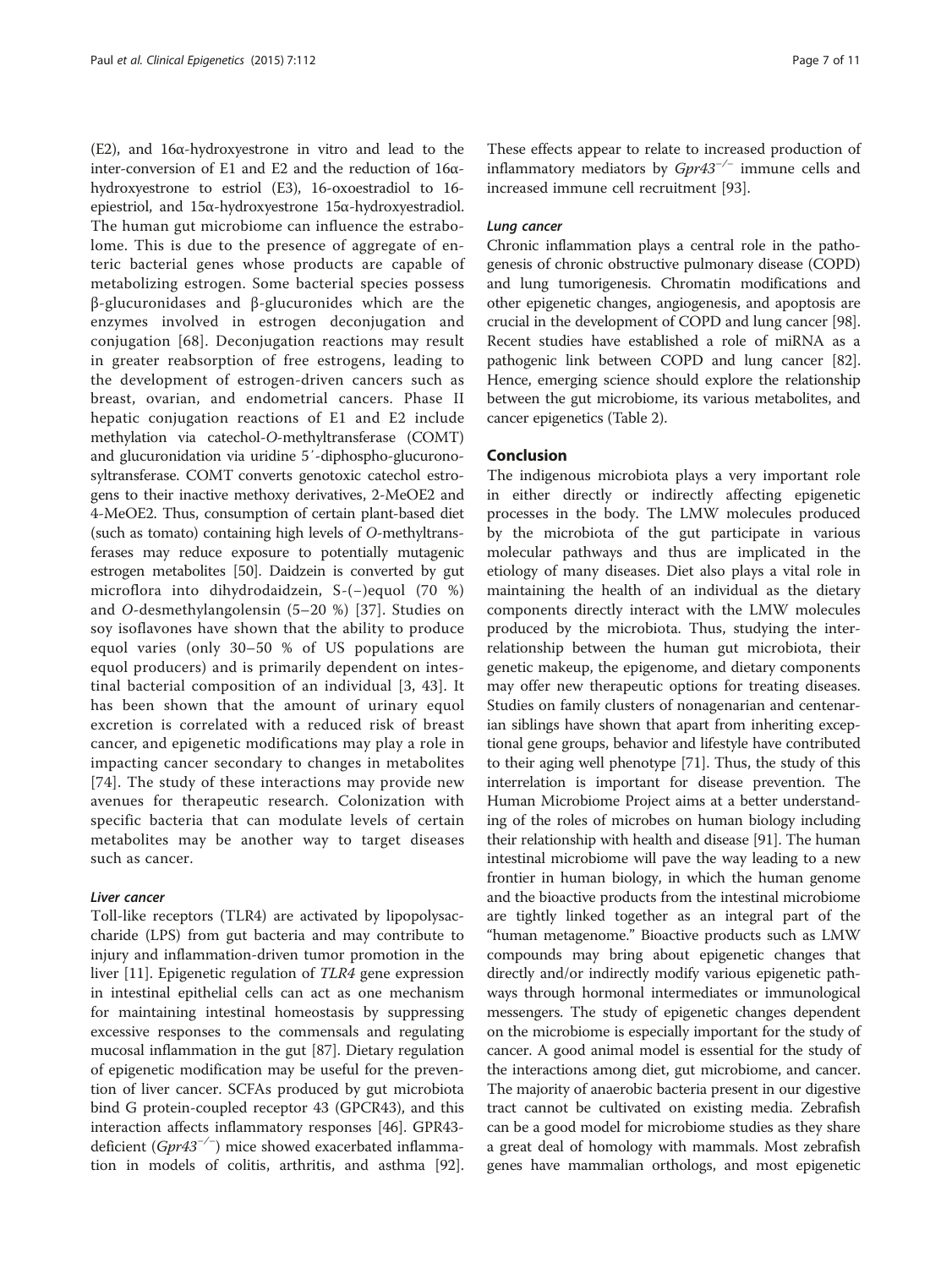(E2), and 16α-hydroxyestrone in vitro and lead to the inter-conversion of E1 and E2 and the reduction of 16α-hydroxyestrone to estriol (E3), 16-oxoestradiol to 16-epiestriol, and 15α-hydroxyestrone 15α-hydroxyestradiol. The human gut microbiome can influence the estrabolome. This is due to the presence of aggregate of enteric bacterial genes whose products are capable of metabolizing estrogen. Some bacterial species possess β-glucuronidases and β-glucuronides which are the enzymes involved in estrogen deconjugation and conjugation [68]. Deconjugation reactions may result in greater reabsorption of free estrogens, leading to the development of estrogen-driven cancers such as breast, ovarian, and endometrial cancers. Phase II hepatic conjugation reactions of E1 and E2 include methylation via catechol-*O*-methyltransferase (COMT) and glucuronidation via uridine 5′-diphospho-glucuronosyltransferase. COMT converts genotoxic catechol estrogens to their inactive methoxy derivatives, 2-MeOE2 and 4-MeOE2. Thus, consumption of certain plant-based diet (such as tomato) containing high levels of *O*-methyltransferases may reduce exposure to potentially mutagenic estrogen metabolites [50]. Daidzein is converted by gut microflora into dihydrodaidzein, S-(−)equol (70 %) and *O*-desmethylangolensin (5–20 %) [37]. Studies on soy isoflavones have shown that the ability to produce equol varies (only 30–50 % of US populations are equol producers) and is primarily dependent on intestinal bacterial composition of an individual [3, 43]. It has been shown that the amount of urinary equol excretion is correlated with a reduced risk of breast cancer, and epigenetic modifications may play a role in impacting cancer secondary to changes in metabolites [74]. The study of these interactions may provide new avenues for therapeutic research. Colonization with specific bacteria that can modulate levels of certain metabolites may be another way to target diseases such as cancer.

### *Liver cancer*

Toll-like receptors (TLR4) are activated by lipopolysaccharide (LPS) from gut bacteria and may contribute to injury and inflammation-driven tumor promotion in the liver [11]. Epigenetic regulation of *TLR4* gene expression in intestinal epithelial cells can act as one mechanism for maintaining intestinal homeostasis by suppressing excessive responses to the commensals and regulating mucosal inflammation in the gut [87]. Dietary regulation of epigenetic modification may be useful for the prevention of liver cancer. SCFAs produced by gut microbiota bind G protein-coupled receptor 43 (GPCR43), and this interaction affects inflammatory responses [46]. GPR43-deficient (*Gpr43*$^{-/-}$) mice showed exacerbated inflammation in models of colitis, arthritis, and asthma [92]. These effects appear to relate to increased production of inflammatory mediators by *Gpr43*$^{-/-}$ immune cells and increased immune cell recruitment [93].

### *Lung cancer*

Chronic inflammation plays a central role in the pathogenesis of chronic obstructive pulmonary disease (COPD) and lung tumorigenesis. Chromatin modifications and other epigenetic changes, angiogenesis, and apoptosis are crucial in the development of COPD and lung cancer [98]. Recent studies have established a role of miRNA as a pathogenic link between COPD and lung cancer [82]. Hence, emerging science should explore the relationship between the gut microbiome, its various metabolites, and cancer epigenetics (Table 2).

## Conclusion

The indigenous microbiota plays a very important role in either directly or indirectly affecting epigenetic processes in the body. The LMW molecules produced by the microbiota of the gut participate in various molecular pathways and thus are implicated in the etiology of many diseases. Diet also plays a vital role in maintaining the health of an individual as the dietary components directly interact with the LMW molecules produced by the microbiota. Thus, studying the interrelationship between the human gut microbiota, their genetic makeup, the epigenome, and dietary components may offer new therapeutic options for treating diseases. Studies on family clusters of nonagenarian and centenarian siblings have shown that apart from inheriting exceptional gene groups, behavior and lifestyle have contributed to their aging well phenotype [71]. Thus, the study of this interrelation is important for disease prevention. The Human Microbiome Project aims at a better understanding of the roles of microbes on human biology including their relationship with health and disease [91]. The human intestinal microbiome will pave the way leading to a new frontier in human biology, in which the human genome and the bioactive products from the intestinal microbiome are tightly linked together as an integral part of the "human metagenome." Bioactive products such as LMW compounds may bring about epigenetic changes that directly and/or indirectly modify various epigenetic pathways through hormonal intermediates or immunological messengers. The study of epigenetic changes dependent on the microbiome is especially important for the study of cancer. A good animal model is essential for the study of the interactions among diet, gut microbiome, and cancer. The majority of anaerobic bacteria present in our digestive tract cannot be cultivated on existing media. Zebrafish can be a good model for microbiome studies as they share a great deal of homology with mammals. Most zebrafish genes have mammalian orthologs, and most epigenetic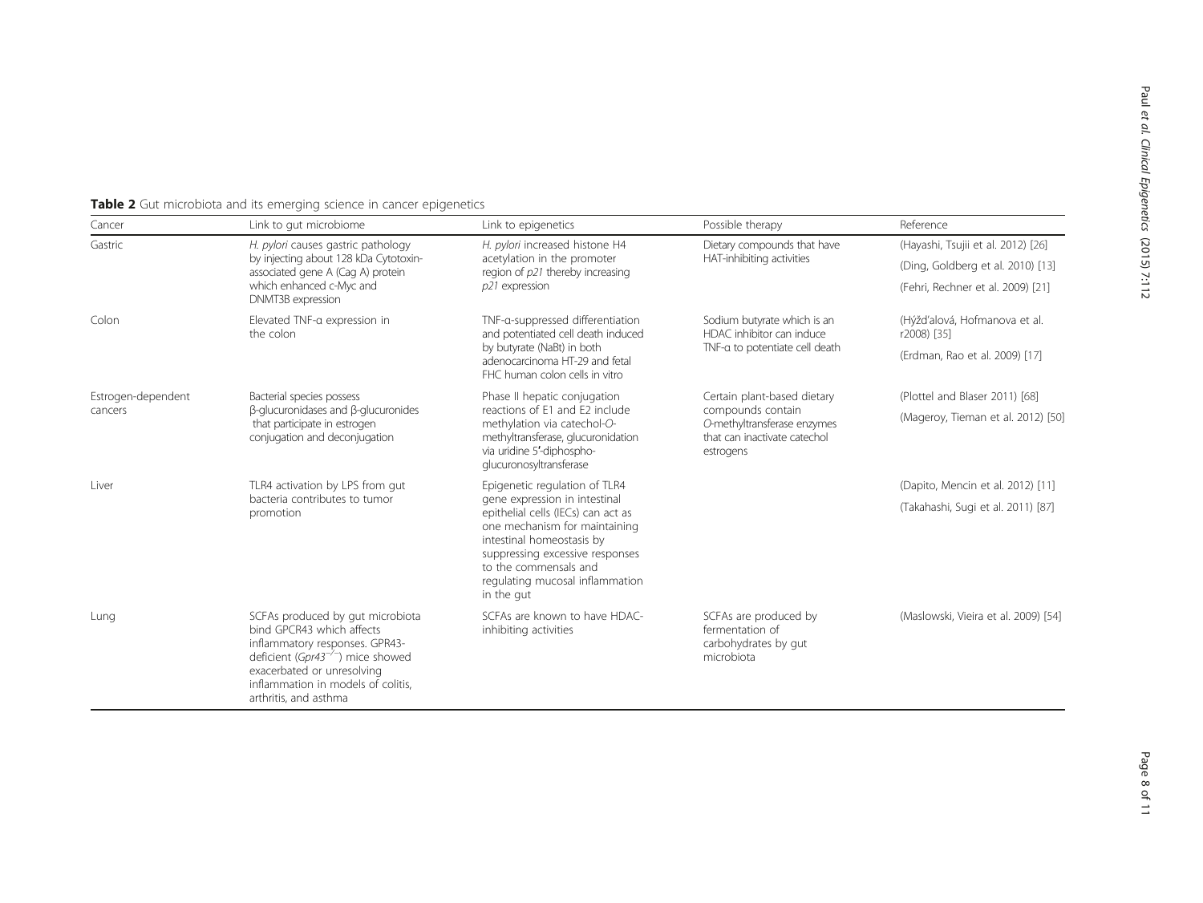**Table 2** Gut microbiota and its emerging science in cancer epigenetics

| Cancer | Link to gut microbiome | Link to epigenetics | Possible therapy | Reference |
| --- | --- | --- | --- | --- |
| Gastric | *H. pylori* causes gastric pathology by injecting about 128 kDa Cytotoxin-associated gene A (Cag A) protein which enhanced c-Myc and DNMT3B expression | *H. pylori* increased histone H4 acetylation in the promoter region of *p21* thereby increasing *p21* expression | Dietary compounds that have HAT-inhibiting activities | (Hayashi, Tsujii et al. 2012) [26]<br>(Ding, Goldberg et al. 2010) [13]<br>(Fehri, Rechner et al. 2009) [21] |
| Colon | Elevated TNF-α expression in the colon | TNF-α-suppressed differentiation and potentiated cell death induced by butyrate (NaBt) in both adenocarcinoma HT-29 and fetal FHC human colon cells in vitro | Sodium butyrate which is an HDAC inhibitor can induce TNF-α to potentiate cell death | (Hýžďalová, Hofmanova et al. r2008) [35]<br>(Erdman, Rao et al. 2009) [17] |
| Estrogen-dependent cancers | Bacterial species possess β-glucuronidases and β-glucuronides that participate in estrogen conjugation and deconjugation | Phase II hepatic conjugation reactions of E1 and E2 include methylation via catechol-*O*-methyltransferase, glucuronidation via uridine 5′-diphospho-glucuronosyltransferase | Certain plant-based dietary compounds contain *O*-methyltransferase enzymes that can inactivate catechol estrogens | (Plottel and Blaser 2011) [68]<br>(Mageroy, Tieman et al. 2012) [50] |
| Liver | TLR4 activation by LPS from gut bacteria contributes to tumor promotion | Epigenetic regulation of TLR4 gene expression in intestinal epithelial cells (IECs) can act as one mechanism for maintaining intestinal homeostasis by suppressing excessive responses to the commensals and regulating mucosal inflammation in the gut | | (Dapito, Mencin et al. 2012) [11]<br>(Takahashi, Sugi et al. 2011) [87] |
| Lung | SCFAs produced by gut microbiota bind GPCR43 which affects inflammatory responses. GPR43-deficient (*Gpr43*$^{-/-}$) mice showed exacerbated or unresolving inflammation in models of colitis, arthritis, and asthma | SCFAs are known to have HDAC-inhibiting activities | SCFAs are produced by fermentation of carbohydrates by gut microbiota | (Maslowski, Vieira et al. 2009) [54] |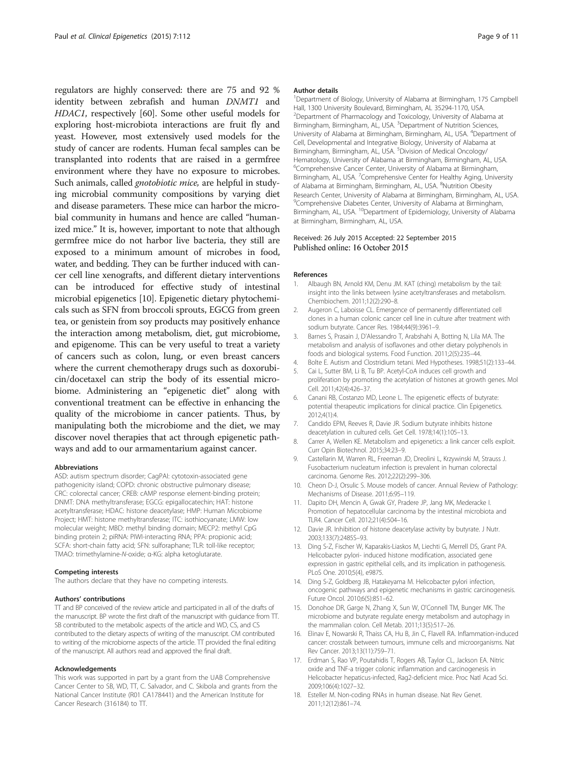regulators are highly conserved: there are 75 and 92 % identity between zebrafish and human *DNMT1* and *HDAC1*, respectively [60]. Some other useful models for exploring host-microbiota interactions are fruit fly and yeast. However, most extensively used models for the study of cancer are rodents. Human fecal samples can be transplanted into rodents that are raised in a germfree environment where they have no exposure to microbes. Such animals, called *gnotobiotic mice,* are helpful in studying microbial community compositions by varying diet and disease parameters. These mice can harbor the microbial community in humans and hence are called "humanized mice." It is, however, important to note that although germfree mice do not harbor live bacteria, they still are exposed to a minimum amount of microbes in food, water, and bedding. They can be further induced with cancer cell line xenografts, and different dietary interventions can be introduced for effective study of intestinal microbial epigenetics [10]. Epigenetic dietary phytochemicals such as SFN from broccoli sprouts, EGCG from green tea, or genistein from soy products may positively enhance the interaction among metabolism, diet, gut microbiome, and epigenome. This can be very useful to treat a variety of cancers such as colon, lung, or even breast cancers where the current chemotherapy drugs such as doxorubicin/docetaxel can strip the body of its essential microbiome. Administering an "epigenetic diet" along with conventional treatment can be effective in enhancing the quality of the microbiome in cancer patients. Thus, by manipulating both the microbiome and the diet, we may discover novel therapies that act through epigenetic pathways and add to our armamentarium against cancer.

#### Abbreviations

ASD: autism spectrum disorder; CagPAI: cytotoxin-associated gene pathogenicity island; COPD: chronic obstructive pulmonary disease; CRC: colorectal cancer; CREB: cAMP response element-binding protein; DNMT: DNA methyltransferase; EGCG: epigallocatechin; HAT: histone acetyltransferase; HDAC: histone deacetylase; HMP: Human Microbiome Project; HMT: histone methyltransferase; ITC: isothiocyanate; LMW: low molecular weight; MBD: methyl binding domain; MECP2: methyl CpG binding protein 2; piRNA: PIWI-interacting RNA; PPA: propionic acid; SCFA: short-chain fatty acid; SFN: sulforaphane; TLR: toll-like receptor; TMAO: trimethylamine-*N*-oxide; α-KG: alpha ketoglutarate.

#### Competing interests

The authors declare that they have no competing interests.

#### Authors' contributions

TT and BP conceived of the review article and participated in all of the drafts of the manuscript. BP wrote the first draft of the manuscript with guidance from TT. SB contributed to the metabolic aspects of the article and WD, CS, and CS contributed to the dietary aspects of writing of the manuscript. CM contributed to writing of the microbiome aspects of the article. TT provided the final editing of the manuscript. All authors read and approved the final draft.

#### Acknowledgements

This work was supported in part by a grant from the UAB Comprehensive Cancer Center to SB, WD, TT, C. Salvador, and C. Skibola and grants from the National Cancer Institute (R01 CA178441) and the American Institute for Cancer Research (316184) to TT.

#### Author details

[1]Department of Biology, University of Alabama at Birmingham, 175 Campbell Hall, 1300 University Boulevard, Birmingham, AL 35294-1170, USA. [2]Department of Pharmacology and Toxicology, University of Alabama at Birmingham, Birmingham, AL, USA. [3]Department of Nutrition Sciences, University of Alabama at Birmingham, Birmingham, AL, USA. [4]Department of Cell, Developmental and Integrative Biology, University of Alabama at Birmingham, Birmingham, AL, USA. [5]Division of Medical Oncology/Hematology, University of Alabama at Birmingham, Birmingham, AL, USA. [6]Comprehensive Cancer Center, University of Alabama at Birmingham, Birmingham, AL, USA. [7]Comprehensive Center for Healthy Aging, University of Alabama at Birmingham, Birmingham, AL, USA. [8]Nutrition Obesity Research Center, University of Alabama at Birmingham, Birmingham, AL, USA. [9]Comprehensive Diabetes Center, University of Alabama at Birmingham, Birmingham, AL, USA. [10]Department of Epidemiology, University of Alabama at Birmingham, Birmingham, AL, USA.

Received: 26 July 2015 Accepted: 22 September 2015
Published online: 16 October 2015

#### References

1. Albaugh BN, Arnold KM, Denu JM. KAT (ching) metabolism by the tail: insight into the links between lysine acetyltransferases and metabolism. Chembiochem. 2011;12(2):290–8.
2. Augeron C, Laboisse CL. Emergence of permanently differentiated cell clones in a human colonic cancer cell line in culture after treatment with sodium butyrate. Cancer Res. 1984;44(9):3961–9.
3. Barnes S, Prasain J, D'Alessandro T, Arabshahi A, Botting N, Lila MA. The metabolism and analysis of isoflavones and other dietary polyphenols in foods and biological systems. Food Function. 2011;2(5):235–44.
4. Bolte E. Autism and Clostridium tetani. Med Hypotheses. 1998;51(2):133–44.
5. Cai L, Sutter BM, Li B, Tu BP. Acetyl-CoA induces cell growth and proliferation by promoting the acetylation of histones at growth genes. Mol Cell. 2011;42(4):426–37.
6. Canani RB, Costanzo MD, Leone L. The epigenetic effects of butyrate: potential therapeutic implications for clinical practice. Clin Epigenetics. 2012;4(1):4.
7. Candido EPM, Reeves R, Davie JR. Sodium butyrate inhibits histone deacetylation in cultured cells. Get Cell. 1978;14(1):105–13.
8. Carrer A, Wellen KE. Metabolism and epigenetics: a link cancer cells exploit. Curr Opin Biotechnol. 2015;34:23–9.
9. Castellarin M, Warren RL, Freeman JD, Dreolini L, Krzywinski M, Strauss J. Fusobacterium nucleatum infection is prevalent in human colorectal carcinoma. Genome Res. 2012;22(2):299–306.
10. Cheon D-J, Orsulic S. Mouse models of cancer. Annual Review of Pathology: Mechanisms of Disease. 2011;6:95–119.
11. Dapito DH, Mencin A, Gwak GY, Pradere JP, Jang MK, Mederacke I. Promotion of hepatocellular carcinoma by the intestinal microbiota and TLR4. Cancer Cell. 2012;21(4):504–16.
12. Davie JR. Inhibition of histone deacetylase activity by butyrate. J Nutr. 2003;133(7):2485S–93.
13. Ding S-Z, Fischer W, Kaparakis-Liaskos M, Liechti G, Merrell DS, Grant PA. Helicobacter pylori- induced histone modification, associated gene expression in gastric epithelial cells, and its implication in pathogenesis. PLoS One. 2010;5(4), e9875.
14. Ding S-Z, Goldberg JB, Hatakeyama M. Helicobacter pylori infection, oncogenic pathways and epigenetic mechanisms in gastric carcinogenesis. Future Oncol. 2010;6(5):851–62.
15. Donohoe DR, Garge N, Zhang X, Sun W, O'Connell TM, Bunger MK. The microbiome and butyrate regulate energy metabolism and autophagy in the mammalian colon. Cell Metab. 2011;13(5):517–26.
16. Elinav E, Nowarski R, Thaiss CA, Hu B, Jin C, Flavell RA. Inflammation-induced cancer: crosstalk between tumours, immune cells and microorganisms. Nat Rev Cancer. 2013;13(11):759–71.
17. Erdman S, Rao VP, Poutahidis T, Rogers AB, Taylor CL, Jackson EA. Nitric oxide and TNF-a trigger colonic inflammation and carcinogenesis in Helicobacter hepaticus-infected, Rag2-deficient mice. Proc Natl Acad Sci. 2009;106(4):1027–32.
18. Esteller M. Non-coding RNAs in human disease. Nat Rev Genet. 2011;12(12):861–74.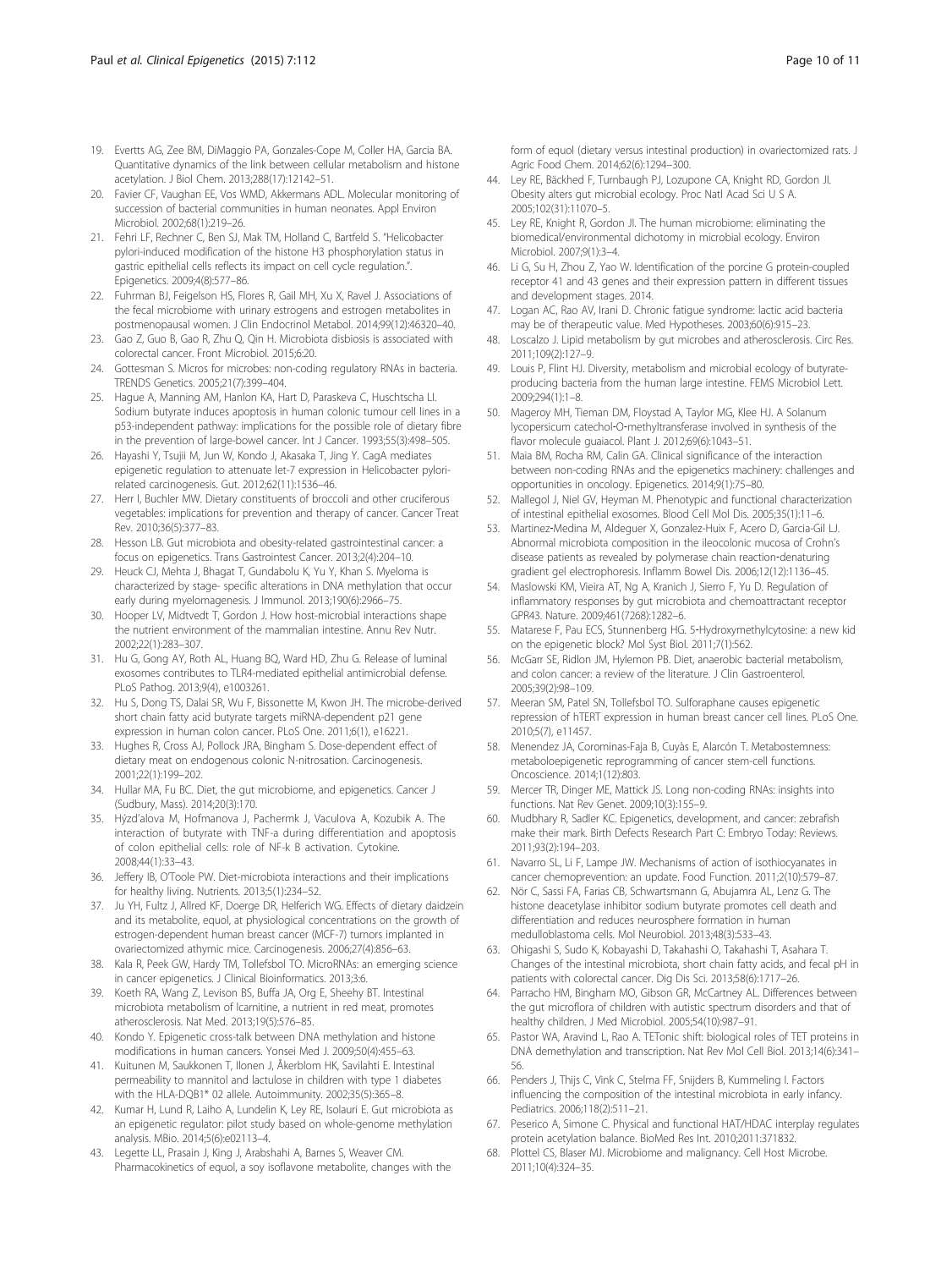19. Evertts AG, Zee BM, DiMaggio PA, Gonzales-Cope M, Coller HA, Garcia BA. Quantitative dynamics of the link between cellular metabolism and histone acetylation. J Biol Chem. 2013;288(17):12142–51.
20. Favier CF, Vaughan EE, Vos WMD, Akkermans ADL. Molecular monitoring of succession of bacterial communities in human neonates. Appl Environ Microbiol. 2002;68(1):219–26.
21. Fehri LF, Rechner C, Ben SJ, Mak TM, Holland C, Bartfeld S. "Helicobacter pylori-induced modification of the histone H3 phosphorylation status in gastric epithelial cells reflects its impact on cell cycle regulation.". Epigenetics. 2009;4(8):577–86.
22. Fuhrman BJ, Feigelson HS, Flores R, Gail MH, Xu X, Ravel J. Associations of the fecal microbiome with urinary estrogens and estrogen metabolites in postmenopausal women. J Clin Endocrinol Metabol. 2014;99(12):46320–40.
23. Gao Z, Guo B, Gao R, Zhu Q, Qin H. Microbiota disbiosis is associated with colorectal cancer. Front Microbiol. 2015;6:20.
24. Gottesman S. Micros for microbes: non-coding regulatory RNAs in bacteria. TRENDS Genetics. 2005;21(7):399–404.
25. Hague A, Manning AM, Hanlon KA, Hart D, Paraskeva C, Huschtscha LI. Sodium butyrate induces apoptosis in human colonic tumour cell lines in a p53-independent pathway: implications for the possible role of dietary fibre in the prevention of large-bowel cancer. Int J Cancer. 1993;55(3):498–505.
26. Hayashi Y, Tsujii M, Jun W, Kondo J, Akasaka T, Jing Y. CagA mediates epigenetic regulation to attenuate let-7 expression in Helicobacter pylori-related carcinogenesis. Gut. 2012;62(11):1536–46.
27. Herr I, Buchler MW. Dietary constituents of broccoli and other cruciferous vegetables: implications for prevention and therapy of cancer. Cancer Treat Rev. 2010;36(5):377–83.
28. Hesson LB. Gut microbiota and obesity-related gastrointestinal cancer: a focus on epigenetics. Trans Gastrointest Cancer. 2013;2(4):204–10.
29. Heuck CJ, Mehta J, Bhagat T, Gundabolu K, Yu Y, Khan S. Myeloma is characterized by stage- specific alterations in DNA methylation that occur early during myelomagenesis. J Immunol. 2013;190(6):2966–75.
30. Hooper LV, Midtvedt T, Gordon J. How host-microbial interactions shape the nutrient environment of the mammalian intestine. Annu Rev Nutr. 2002;22(1):283–307.
31. Hu G, Gong AY, Roth AL, Huang BQ, Ward HD, Zhu G. Release of luminal exosomes contributes to TLR4-mediated epithelial antimicrobial defense. PLoS Pathog. 2013;9(4), e1003261.
32. Hu S, Dong TS, Dalai SR, Wu F, Bissonette M, Kwon JH. The microbe-derived short chain fatty acid butyrate targets miRNA-dependent p21 gene expression in human colon cancer. PLoS One. 2011;6(1), e16221.
33. Hughes R, Cross AJ, Pollock JRA, Bingham S. Dose-dependent effect of dietary meat on endogenous colonic N-nitrosation. Carcinogenesis. 2001;22(1):199–202.
34. Hullar MA, Fu BC. Diet, the gut microbiome, and epigenetics. Cancer J (Sudbury, Mass). 2014;20(3):170.
35. Hýzd'alova M, Hofmanova J, Pachermk J, Vaculova A, Kozubik A. The interaction of butyrate with TNF-a during differentiation and apoptosis of colon epithelial cells: role of NF-k B activation. Cytokine. 2008;44(1):33–43.
36. Jeffery IB, O'Toole PW. Diet-microbiota interactions and their implications for healthy living. Nutrients. 2013;5(1):234–52.
37. Ju YH, Fultz J, Allred KF, Doerge DR, Helferich WG. Effects of dietary daidzein and its metabolite, equol, at physiological concentrations on the growth of estrogen-dependent human breast cancer (MCF-7) tumors implanted in ovariectomized athymic mice. Carcinogenesis. 2006;27(4):856–63.
38. Kala R, Peek GW, Hardy TM, Tollefsbol TO. MicroRNAs: an emerging science in cancer epigenetics. J Clinical Bioinformatics. 2013;3:6.
39. Koeth RA, Wang Z, Levison BS, Buffa JA, Org E, Sheehy BT. Intestinal microbiota metabolism of l-carnitine, a nutrient in red meat, promotes atherosclerosis. Nat Med. 2013;19(5):576–85.
40. Kondo Y. Epigenetic cross-talk between DNA methylation and histone modifications in human cancers. Yonsei Med J. 2009;50(4):455–63.
41. Kuitunen M, Saukkonen T, Ilonen J, Åkerblom HK, Savilahti E. Intestinal permeability to mannitol and lactulose in children with type 1 diabetes with the HLA-DQB1* 02 allele. Autoimmunity. 2002;35(5):365–8.
42. Kumar H, Lund R, Laiho A, Lundelin K, Ley RE, Isolauri E. Gut microbiota as an epigenetic regulator: pilot study based on whole-genome methylation analysis. MBio. 2014;5(6):e02113–4.
43. Legette LL, Prasain J, King J, Arabshahi A, Barnes S, Weaver CM. Pharmacokinetics of equol, a soy isoflavone metabolite, changes with the form of equol (dietary versus intestinal production) in ovariectomized rats. J Agric Food Chem. 2014;62(6):1294–300.
44. Ley RE, Bäckhed F, Turnbaugh PJ, Lozupone CA, Knight RD, Gordon JI. Obesity alters gut microbial ecology. Proc Natl Acad Sci U S A. 2005;102(31):11070–5.
45. Ley RE, Knight R, Gordon JI. The human microbiome: eliminating the biomedical/environmental dichotomy in microbial ecology. Environ Microbiol. 2007;9(1):3–4.
46. Li G, Su H, Zhou Z, Yao W. Identification of the porcine G protein-coupled receptor 41 and 43 genes and their expression pattern in different tissues and development stages. 2014.
47. Logan AC, Rao AV, Irani D. Chronic fatigue syndrome: lactic acid bacteria may be of therapeutic value. Med Hypotheses. 2003;60(6):915–23.
48. Loscalzo J. Lipid metabolism by gut microbes and atherosclerosis. Circ Res. 2011;109(2):127–9.
49. Louis P, Flint HJ. Diversity, metabolism and microbial ecology of butyrate-producing bacteria from the human large intestine. FEMS Microbiol Lett. 2009;294(1):1–8.
50. Mageroy MH, Tieman DM, Floystad A, Taylor MG, Klee HJ. A Solanum lycopersicum catechol-O-methyltransferase involved in synthesis of the flavor molecule guaiacol. Plant J. 2012;69(6):1043–51.
51. Maia BM, Rocha RM, Calin GA. Clinical significance of the interaction between non-coding RNAs and the epigenetics machinery: challenges and opportunities in oncology. Epigenetics. 2014;9(1):75–80.
52. Mallegol J, Niel GV, Heyman M. Phenotypic and functional characterization of intestinal epithelial exosomes. Blood Cell Mol Dis. 2005;35(1):11–6.
53. Martinez-Medina M, Aldeguer X, Gonzalez-Huix F, Acero D, Garcia-Gil LJ. Abnormal microbiota composition in the ileocolonic mucosa of Crohn's disease patients as revealed by polymerase chain reaction-denaturing gradient gel electrophoresis. Inflamm Bowel Dis. 2006;12(12):1136–45.
54. Maslowski KM, Vieira AT, Ng A, Kranich J, Sierro F, Yu D. Regulation of inflammatory responses by gut microbiota and chemoattractant receptor GPR43. Nature. 2009;461(7268):1282–6.
55. Matarese F, Pau ECS, Stunnenberg HG. 5-Hydroxymethylcytosine: a new kid on the epigenetic block? Mol Syst Biol. 2011;7(1):562.
56. McGarr SE, Ridlon JM, Hylemon PB. Diet, anaerobic bacterial metabolism, and colon cancer: a review of the literature. J Clin Gastroenterol. 2005;39(2):98–109.
57. Meeran SM, Patel SN, Tollefsbol TO. Sulforaphane causes epigenetic repression of hTERT expression in human breast cancer cell lines. PLoS One. 2010;5(7), e11457.
58. Menendez JA, Corominas-Faja B, Cuyàs E, Alarcón T. Metabostemness: metaboloepigenetic reprogramming of cancer stem-cell functions. Oncoscience. 2014;1(12):803.
59. Mercer TR, Dinger ME, Mattick JS. Long non-coding RNAs: insights into functions. Nat Rev Genet. 2009;10(3):155–9.
60. Mudbhary R, Sadler KC. Epigenetics, development, and cancer: zebrafish make their mark. Birth Defects Research Part C: Embryo Today: Reviews. 2011;93(2):194–203.
61. Navarro SL, Li F, Lampe JW. Mechanisms of action of isothiocyanates in cancer chemoprevention: an update. Food Function. 2011;2(10):579–87.
62. Nör C, Sassi FA, Farias CB, Schwartsmann G, Abujamra AL, Lenz G. The histone deacetylase inhibitor sodium butyrate promotes cell death and differentiation and reduces neurosphere formation in human medulloblastoma cells. Mol Neurobiol. 2013;48(3):533–43.
63. Ohigashi S, Sudo K, Kobayashi D, Takahashi O, Takahashi T, Asahara T. Changes of the intestinal microbiota, short chain fatty acids, and fecal pH in patients with colorectal cancer. Dig Dis Sci. 2013;58(6):1717–26.
64. Parracho HM, Bingham MO, Gibson GR, McCartney AL. Differences between the gut microflora of children with autistic spectrum disorders and that of healthy children. J Med Microbiol. 2005;54(10):987–91.
65. Pastor WA, Aravind L, Rao A. TETonic shift: biological roles of TET proteins in DNA demethylation and transcription. Nat Rev Mol Cell Biol. 2013;14(6):341–56.
66. Penders J, Thijs C, Vink C, Stelma FF, Snijders B, Kummeling I. Factors influencing the composition of the intestinal microbiota in early infancy. Pediatrics. 2006;118(2):511–21.
67. Peserico A, Simone C. Physical and functional HAT/HDAC interplay regulates protein acetylation balance. BioMed Res Int. 2010;2011:371832.
68. Plottel CS, Blaser MJ. Microbiome and malignancy. Cell Host Microbe. 2011;10(4):324–35.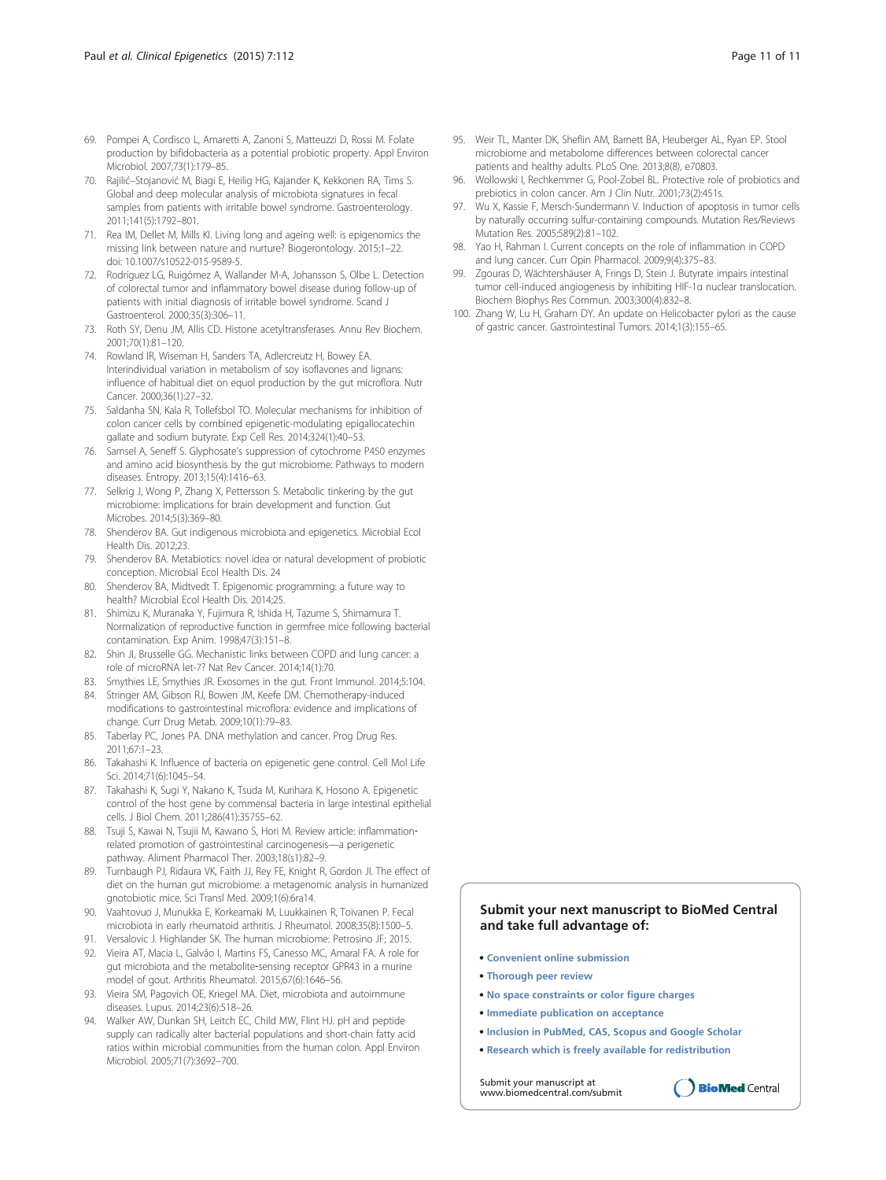69. Pompei A, Cordisco L, Amaretti A, Zanoni S, Matteuzzi D, Rossi M. Folate production by bifidobacteria as a potential probiotic property. Appl Environ Microbiol. 2007;73(1):179–85.
70. Rajilić–Stojanović M, Biagi E, Heilig HG, Kajander K, Kekkonen RA, Tims S. Global and deep molecular analysis of microbiota signatures in fecal samples from patients with irritable bowel syndrome. Gastroenterology. 2011;141(5):1792–801.
71. Rea IM, Dellet M, Mills KI. Living long and ageing well: is epigenomics the missing link between nature and nurture? Biogerontology. 2015;1–22. doi: 10.1007/s10522-015-9589-5.
72. Rodríguez LG, Ruigómez A, Wallander M-A, Johansson S, Olbe L. Detection of colorectal tumor and inflammatory bowel disease during follow-up of patients with initial diagnosis of irritable bowel syndrome. Scand J Gastroenterol. 2000;35(3):306–11.
73. Roth SY, Denu JM, Allis CD. Histone acetyltransferases. Annu Rev Biochem. 2001;70(1):81–120.
74. Rowland IR, Wiseman H, Sanders TA, Adlercreutz H, Bowey EA. Interindividual variation in metabolism of soy isoflavones and lignans: influence of habitual diet on equol production by the gut microflora. Nutr Cancer. 2000;36(1):27–32.
75. Saldanha SN, Kala R, Tollefsbol TO. Molecular mechanisms for inhibition of colon cancer cells by combined epigenetic-modulating epigallocatechin gallate and sodium butyrate. Exp Cell Res. 2014;324(1):40–53.
76. Samsel A, Seneff S. Glyphosate's suppression of cytochrome P450 enzymes and amino acid biosynthesis by the gut microbiome: Pathways to modern diseases. Entropy. 2013;15(4):1416–63.
77. Selkrig J, Wong P, Zhang X, Pettersson S. Metabolic tinkering by the gut microbiome: implications for brain development and function. Gut Microbes. 2014;5(3):369–80.
78. Shenderov BA. Gut indigenous microbiota and epigenetics. Microbial Ecol Health Dis. 2012;23.
79. Shenderov BA. Metabiotics: novel idea or natural development of probiotic conception. Microbial Ecol Health Dis. 24
80. Shenderov BA, Midtvedt T. Epigenomic programming: a future way to health? Microbial Ecol Health Dis. 2014;25.
81. Shimizu K, Muranaka Y, Fujimura R, Ishida H, Tazume S, Shimamura T. Normalization of reproductive function in germfree mice following bacterial contamination. Exp Anim. 1998;47(3):151–8.
82. Shin JI, Brusselle GG. Mechanistic links between COPD and lung cancer: a role of microRNA let-7? Nat Rev Cancer. 2014;14(1):70.
83. Smythies LE, Smythies JR. Exosomes in the gut. Front Immunol. 2014;5:104.
84. Stringer AM, Gibson RJ, Bowen JM, Keefe DM. Chemotherapy-induced modifications to gastrointestinal microflora: evidence and implications of change. Curr Drug Metab. 2009;10(1):79–83.
85. Taberlay PC, Jones PA. DNA methylation and cancer. Prog Drug Res. 2011;67:1–23.
86. Takahashi K. Influence of bacteria on epigenetic gene control. Cell Mol Life Sci. 2014;71(6):1045–54.
87. Takahashi K, Sugi Y, Nakano K, Tsuda M, Kurihara K, Hosono A. Epigenetic control of the host gene by commensal bacteria in large intestinal epithelial cells. J Biol Chem. 2011;286(41):35755–62.
88. Tsuji S, Kawai N, Tsujii M, Kawano S, Hori M. Review article: inflammation-related promotion of gastrointestinal carcinogenesis—a perigenetic pathway. Aliment Pharmacol Ther. 2003;18(s1):82–9.
89. Turnbaugh PJ, Ridaura VK, Faith JJ, Rey FE, Knight R, Gordon JI. The effect of diet on the human gut microbiome: a metagenomic analysis in humanized gnotobiotic mice. Sci Transl Med. 2009;1(6):6ra14.
90. Vaahtovuo J, Munukka E, Korkeamaki M, Luukkainen R, Toivanen P. Fecal microbiota in early rheumatoid arthritis. J Rheumatol. 2008;35(8):1500–5.
91. Versalovic J. Highlander SK. The human microbiome: Petrosino JF; 2015.
92. Vieira AT, Macia L, Galvão I, Martins FS, Canesso MC, Amaral FA. A role for gut microbiota and the metabolite-sensing receptor GPR43 in a murine model of gout. Arthritis Rheumatol. 2015;67(6):1646–56.
93. Vieira SM, Pagovich OE, Kriegel MA. Diet, microbiota and autoimmune diseases. Lupus. 2014;23(6):518–26.
94. Walker AW, Dunkan SH, Leitch EC, Child MW, Flint HJ. pH and peptide supply can radically alter bacterial populations and short-chain fatty acid ratios within microbial communities from the human colon. Appl Environ Microbiol. 2005;71(7):3692–700.
95. Weir TL, Manter DK, Sheflin AM, Barnett BA, Heuberger AL, Ryan EP. Stool microbiome and metabolome differences between colorectal cancer patients and healthy adults. PLoS One. 2013;8(8), e70803.
96. Wollowski I, Rechkemmer G, Pool-Zobel BL. Protective role of probiotics and prebiotics in colon cancer. Am J Clin Nutr. 2001;73(2):451s.
97. Wu X, Kassie F, Mersch-Sundermann V. Induction of apoptosis in tumor cells by naturally occurring sulfur-containing compounds. Mutation Res/Reviews Mutation Res. 2005;589(2):81–102.
98. Yao H, Rahman I. Current concepts on the role of inflammation in COPD and lung cancer. Curr Opin Pharmacol. 2009;9(4):375–83.
99. Zgouras D, Wächtershäuser A, Frings D, Stein J. Butyrate impairs intestinal tumor cell-induced angiogenesis by inhibiting HIF-1α nuclear translocation. Biochem Biophys Res Commun. 2003;300(4):832–8.
100. Zhang W, Lu H, Graham DY. An update on Helicobacter pylori as the cause of gastric cancer. Gastrointestinal Tumors. 2014;1(3):155–65.

**Submit your next manuscript to BioMed Central and take full advantage of:**

- **Convenient online submission**
- **Thorough peer review**
- **No space constraints or color figure charges**
- **Immediate publication on acceptance**
- **Inclusion in PubMed, CAS, Scopus and Google Scholar**
- **Research which is freely available for redistribution**

Submit your manuscript at www.biomedcentral.com/submit

BioMed Central